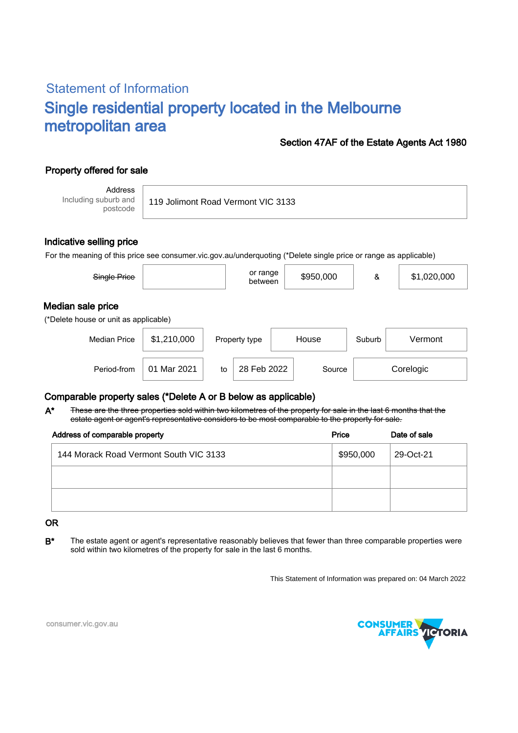## Statement of Information

# Single residential property located in the Melbourne metropolitan area

**Section 47AF of the Estate Agents Act 1980**

### Property offered for sale

| | |
|---|---|
| Address Including suburb and postcode | 119 Jolimont Road Vermont VIC 3133 |

### Indicative selling price

For the meaning of this price see consumer.vic.gov.au/underquoting (*Delete single price or range as applicable)

| | | | | | |
|---|---|---|---|---|---|
| ~~Single Price~~ | | or range between | $950,000 | & | $1,020,000 |

### Median sale price

(*Delete house or unit as applicable)

| | | | | | |
|---|---|---|---|---|---|
| Median Price | $1,210,000 | Property type | House | Suburb | Vermont |
| Period-from | 01 Mar 2021 | to | 28 Feb 2022 | Source | Corelogic |

### Comparable property sales (*Delete A or B below as applicable)

**A*** ~~These are the three properties sold within two kilometres of the property for sale in the last 6 months that the estate agent or agent's representative considers to be most comparable to the property for sale.~~

| Address of comparable property | Price | Date of sale |
|---|---|---|
| 144 Morack Road Vermont South VIC 3133 | $950,000 | 29-Oct-21 |
| | | |
| | | |

**OR**

**B*** The estate agent or agent's representative reasonably believes that fewer than three comparable properties were sold within two kilometres of the property for sale in the last 6 months.

This Statement of Information was prepared on: 04 March 2022

consumer.vic.gov.au

CONSUMER AFFAIRS VICTORIA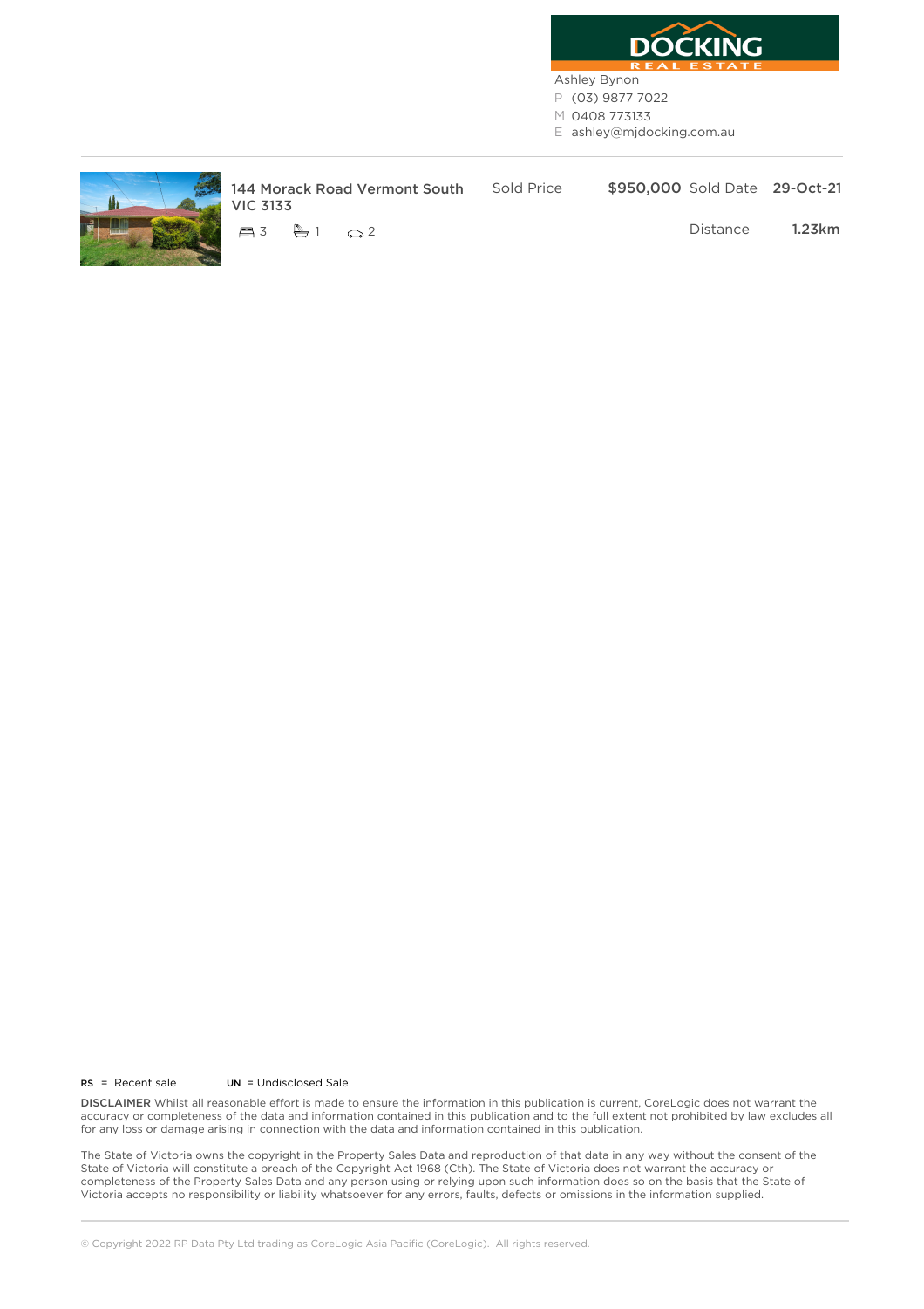Ashley Bynon

P (03) 9877 7022

M 0408 773133

E ashley@mjdocking.com.au

| | | | | |
|---|---|---|---|---|
| 144 Morack Road Vermont South VIC 3133 | Sold Price | $950,000 | Sold Date | 29-Oct-21 |
| 3 bed, 1 bath, 2 car | | | Distance | 1.23km |

**RS** = Recent sale **UN** = Undisclosed Sale

**DISCLAIMER** Whilst all reasonable effort is made to ensure the information in this publication is current, CoreLogic does not warrant the accuracy or completeness of the data and information contained in this publication and to the full extent not prohibited by law excludes all for any loss or damage arising in connection with the data and information contained in this publication.

The State of Victoria owns the copyright in the Property Sales Data and reproduction of that data in any way without the consent of the State of Victoria will constitute a breach of the Copyright Act 1968 (Cth). The State of Victoria does not warrant the accuracy or completeness of the Property Sales Data and any person using or relying upon such information does so on the basis that the State of Victoria accepts no responsibility or liability whatsoever for any errors, faults, defects or omissions in the information supplied.

© Copyright 2022 RP Data Pty Ltd trading as CoreLogic Asia Pacific (CoreLogic). All rights reserved.